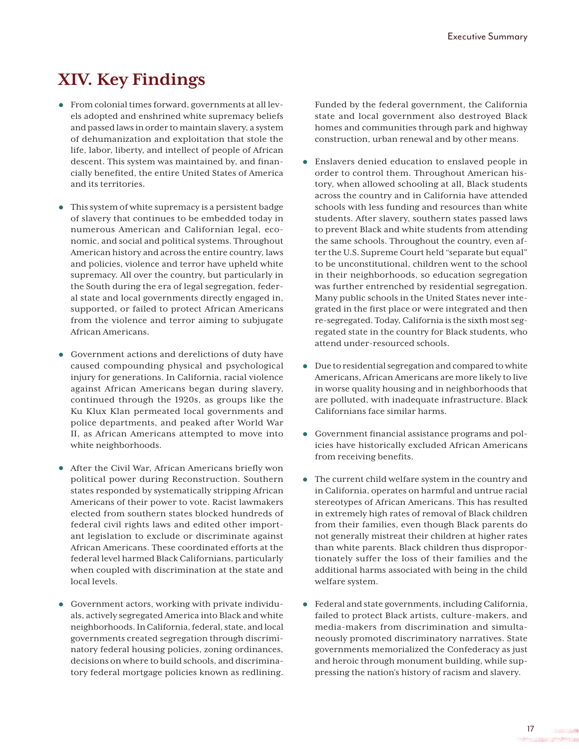# XIV. Key Findings

- From colonial times forward, governments at all levels adopted and enshrined white supremacy beliefs and passed laws in order to maintain slavery, a system of dehumanization and exploitation that stole the life, labor, liberty, and intellect of people of African descent. This system was maintained by, and financially benefited, the entire United States of America and its territories.

- This system of white supremacy is a persistent badge of slavery that continues to be embedded today in numerous American and Californian legal, economic, and social and political systems. Throughout American history and across the entire country, laws and policies, violence and terror have upheld white supremacy. All over the country, but particularly in the South during the era of legal segregation, federal state and local governments directly engaged in, supported, or failed to protect African Americans from the violence and terror aiming to subjugate African Americans.

- Government actions and derelictions of duty have caused compounding physical and psychological injury for generations. In California, racial violence against African Americans began during slavery, continued through the 1920s, as groups like the Ku Klux Klan permeated local governments and police departments, and peaked after World War II, as African Americans attempted to move into white neighborhoods.

- After the Civil War, African Americans briefly won political power during Reconstruction. Southern states responded by systematically stripping African Americans of their power to vote. Racist lawmakers elected from southern states blocked hundreds of federal civil rights laws and edited other important legislation to exclude or discriminate against African Americans. These coordinated efforts at the federal level harmed Black Californians, particularly when coupled with discrimination at the state and local levels.

- Government actors, working with private individuals, actively segregated America into Black and white neighborhoods. In California, federal, state, and local governments created segregation through discriminatory federal housing policies, zoning ordinances, decisions on where to build schools, and discriminatory federal mortgage policies known as redlining. Funded by the federal government, the California state and local government also destroyed Black homes and communities through park and highway construction, urban renewal and by other means.

- Enslavers denied education to enslaved people in order to control them. Throughout American history, when allowed schooling at all, Black students across the country and in California have attended schools with less funding and resources than white students. After slavery, southern states passed laws to prevent Black and white students from attending the same schools. Throughout the country, even after the U.S. Supreme Court held "separate but equal" to be unconstitutional, children went to the school in their neighborhoods, so education segregation was further entrenched by residential segregation. Many public schools in the United States never integrated in the first place or were integrated and then re-segregated. Today, California is the sixth most segregated state in the country for Black students, who attend under-resourced schools.

- Due to residential segregation and compared to white Americans, African Americans are more likely to live in worse quality housing and in neighborhoods that are polluted, with inadequate infrastructure. Black Californians face similar harms.

- Government financial assistance programs and policies have historically excluded African Americans from receiving benefits.

- The current child welfare system in the country and in California, operates on harmful and untrue racial stereotypes of African Americans. This has resulted in extremely high rates of removal of Black children from their families, even though Black parents do not generally mistreat their children at higher rates than white parents. Black children thus disproportionately suffer the loss of their families and the additional harms associated with being in the child welfare system.

- Federal and state governments, including California, failed to protect Black artists, culture-makers, and media-makers from discrimination and simultaneously promoted discriminatory narratives. State governments memorialized the Confederacy as just and heroic through monument building, while suppressing the nation's history of racism and slavery.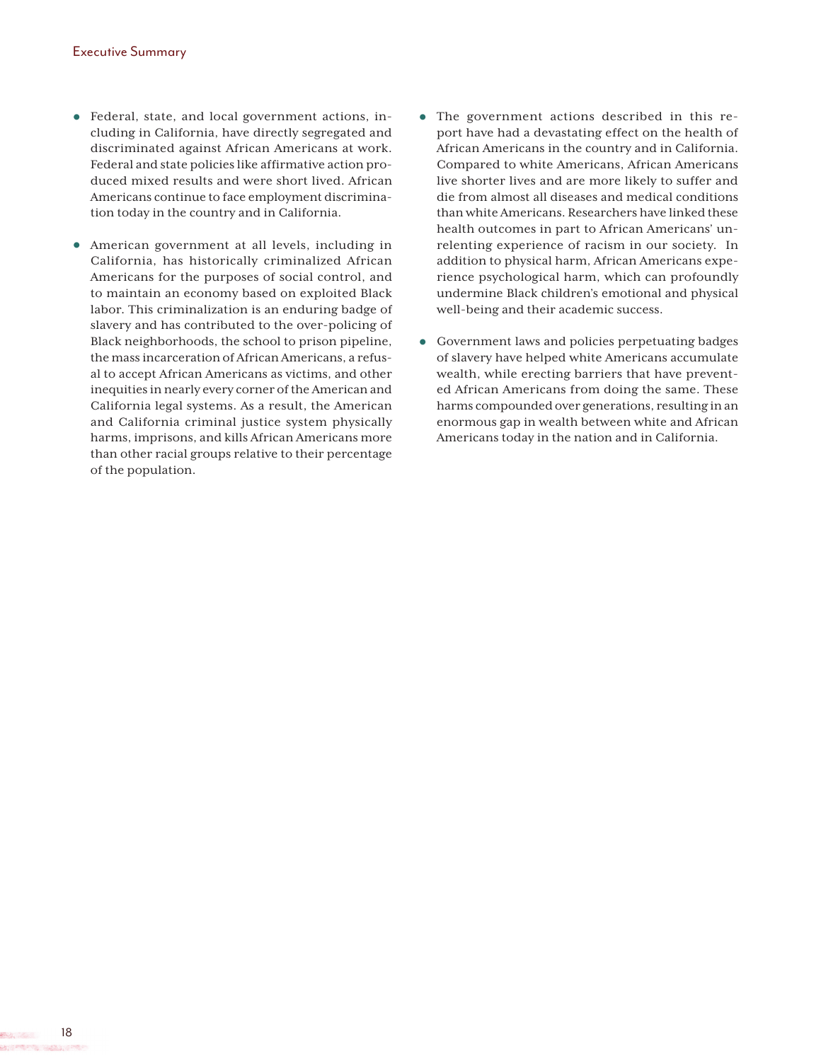- Federal, state, and local government actions, including in California, have directly segregated and discriminated against African Americans at work. Federal and state policies like affirmative action produced mixed results and were short lived. African Americans continue to face employment discrimination today in the country and in California.

- American government at all levels, including in California, has historically criminalized African Americans for the purposes of social control, and to maintain an economy based on exploited Black labor. This criminalization is an enduring badge of slavery and has contributed to the over-policing of Black neighborhoods, the school to prison pipeline, the mass incarceration of African Americans, a refusal to accept African Americans as victims, and other inequities in nearly every corner of the American and California legal systems. As a result, the American and California criminal justice system physically harms, imprisons, and kills African Americans more than other racial groups relative to their percentage of the population.

- The government actions described in this report have had a devastating effect on the health of African Americans in the country and in California. Compared to white Americans, African Americans live shorter lives and are more likely to suffer and die from almost all diseases and medical conditions than white Americans. Researchers have linked these health outcomes in part to African Americans' unrelenting experience of racism in our society. In addition to physical harm, African Americans experience psychological harm, which can profoundly undermine Black children's emotional and physical well-being and their academic success.

- Government laws and policies perpetuating badges of slavery have helped white Americans accumulate wealth, while erecting barriers that have prevented African Americans from doing the same. These harms compounded over generations, resulting in an enormous gap in wealth between white and African Americans today in the nation and in California.